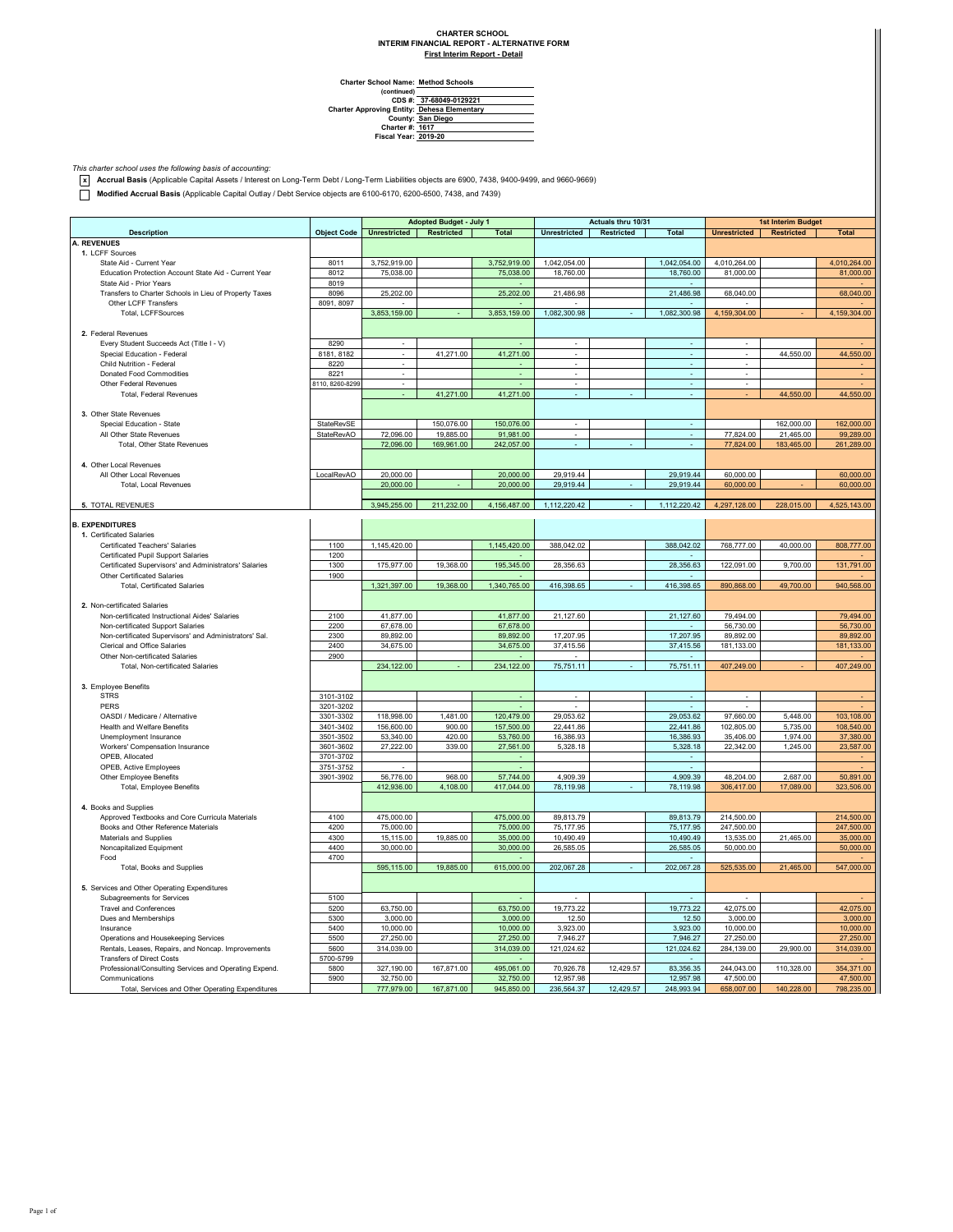**CHARTER SCHOOL**
**INTERIM FINANCIAL REPORT - ALTERNATIVE FORM**
**First Interim Report - Detail**

**Charter School Name:** Method Schools
**(continued)**
**CDS #:** 37-68049-0129221
**Charter Approving Entity:** Dehesa Elementary
**County:** San Diego
**Charter #:** 1617
**Fiscal Year:** 2019-20

*This charter school uses the following basis of accounting:*

- [x] **Accrual Basis** (Applicable Capital Assets / Interest on Long-Term Debt / Long-Term Liabilities objects are 6900, 7438, 9400-9499, and 9660-9669)
- [ ] **Modified Accrual Basis** (Applicable Capital Outlay / Debt Service objects are 6100-6170, 6200-6500, 7438, and 7439)

| | | Adopted Budget - July 1 | | | Actuals thru 10/31 | | | 1st Interim Budget | | |
|---|---|---|---|---|---|---|---|---|---|---|
| **Description** | **Object Code** | **Unrestricted** | **Restricted** | **Total** | **Unrestricted** | **Restricted** | **Total** | **Unrestricted** | **Restricted** | **Total** |
| **A. REVENUES** | | | | | | | | | | |
| **1.** LCFF Sources | | | | | | | | | | |
| State Aid - Current Year | 8011 | 3,752,919.00 | | 3,752,919.00 | 1,042,054.00 | | 1,042,054.00 | 4,010,264.00 | | 4,010,264.00 |
| Education Protection Account State Aid - Current Year | 8012 | 75,038.00 | | 75,038.00 | 18,760.00 | | 18,760.00 | 81,000.00 | | 81,000.00 |
| State Aid - Prior Years | 8019 | | | - | | | - | | | - |
| Transfers to Charter Schools in Lieu of Property Taxes | 8096 | 25,202.00 | | 25,202.00 | 21,486.98 | | 21,486.98 | 68,040.00 | | 68,040.00 |
| Other LCFF Transfers | 8091, 8097 | - | | - | - | | - | - | | - |
| Total, LCFFSources | | 3,853,159.00 | - | 3,853,159.00 | 1,082,300.98 | - | 1,082,300.98 | 4,159,304.00 | - | 4,159,304.00 |
| **2.** Federal Revenues | | | | | | | | | | |
| Every Student Succeeds Act (Title I - V) | 8290 | - | | - | - | | - | - | | - |
| Special Education - Federal | 8181, 8182 | - | 41,271.00 | 41,271.00 | - | | - | - | 44,550.00 | 44,550.00 |
| Child Nutrition - Federal | 8220 | - | | - | - | | - | - | | - |
| Donated Food Commodities | 8221 | - | | - | - | | - | - | | - |
| Other Federal Revenues | 8110, 8260-8299 | - | | - | - | | - | - | | - |
| Total, Federal Revenues | | - | 41,271.00 | 41,271.00 | - | - | - | - | 44,550.00 | 44,550.00 |
| **3.** Other State Revenues | | | | | | | | | | |
| Special Education - State | StateRevSE | | 150,076.00 | 150,076.00 | - | | - | | 162,000.00 | 162,000.00 |
| All Other State Revenues | StateRevAO | 72,096.00 | 19,885.00 | 91,981.00 | - | | - | 77,824.00 | 21,465.00 | 99,289.00 |
| Total, Other State Revenues | | 72,096.00 | 169,961.00 | 242,057.00 | - | - | - | 77,824.00 | 183,465.00 | 261,289.00 |
| **4.** Other Local Revenues | | | | | | | | | | |
| All Other Local Revenues | LocalRevAO | 20,000.00 | | 20,000.00 | 29,919.44 | | 29,919.44 | 60,000.00 | | 60,000.00 |
| Total, Local Revenues | | 20,000.00 | - | 20,000.00 | 29,919.44 | - | 29,919.44 | 60,000.00 | - | 60,000.00 |
| **5.** TOTAL REVENUES | | 3,945,255.00 | 211,232.00 | 4,156,487.00 | 1,112,220.42 | - | 1,112,220.42 | 4,297,128.00 | 228,015.00 | 4,525,143.00 |
| **B. EXPENDITURES** | | | | | | | | | | |
| **1.** Certificated Salaries | | | | | | | | | | |
| Certificated Teachers' Salaries | 1100 | 1,145,420.00 | | 1,145,420.00 | 388,042.02 | | 388,042.02 | 768,777.00 | 40,000.00 | 808,777.00 |
| Certificated Pupil Support Salaries | 1200 | | | - | | | - | | | - |
| Certificated Supervisors' and Administrators' Salaries | 1300 | 175,977.00 | 19,368.00 | 195,345.00 | 28,356.63 | | 28,356.63 | 122,091.00 | 9,700.00 | 131,791.00 |
| Other Certificated Salaries | 1900 | | | - | | | - | | | - |
| Total, Certificated Salaries | | 1,321,397.00 | 19,368.00 | 1,340,765.00 | 416,398.65 | - | 416,398.65 | 890,868.00 | 49,700.00 | 940,568.00 |
| **2.** Non-certificated Salaries | | | | | | | | | | |
| Non-certificated Instructional Aides' Salaries | 2100 | 41,877.00 | | 41,877.00 | 21,127.60 | | 21,127.60 | 79,494.00 | | 79,494.00 |
| Non-certificated Support Salaries | 2200 | 67,678.00 | | 67,678.00 | | | - | 56,730.00 | | 56,730.00 |
| Non-certificated Supervisors' and Administrators' Sal. | 2300 | 89,892.00 | | 89,892.00 | 17,207.95 | | 17,207.95 | 89,892.00 | | 89,892.00 |
| Clerical and Office Salaries | 2400 | 34,675.00 | | 34,675.00 | 37,415.56 | | 37,415.56 | 181,133.00 | | 181,133.00 |
| Other Non-certificated Salaries | 2900 | | | - | | | - | | | - |
| Total, Non-certificated Salaries | | 234,122.00 | - | 234,122.00 | 75,751.11 | - | 75,751.11 | 407,249.00 | - | 407,249.00 |
| **3.** Employee Benefits | | | | | | | | | | |
| STRS | 3101-3102 | | | - | - | | - | - | | - |
| PERS | 3201-3202 | | | - | - | | - | - | | - |
| OASDI / Medicare / Alternative | 3301-3302 | 118,998.00 | 1,481.00 | 120,479.00 | 29,053.62 | | 29,053.62 | 97,660.00 | 5,448.00 | 103,108.00 |
| Health and Welfare Benefits | 3401-3402 | 156,600.00 | 900.00 | 157,500.00 | 22,441.86 | | 22,441.86 | 102,805.00 | 5,735.00 | 108,540.00 |
| Unemployment Insurance | 3501-3502 | 53,340.00 | 420.00 | 53,760.00 | 16,386.93 | | 16,386.93 | 35,406.00 | 1,974.00 | 37,380.00 |
| Workers' Compensation Insurance | 3601-3602 | 27,222.00 | 339.00 | 27,561.00 | 5,328.18 | | 5,328.18 | 22,342.00 | 1,245.00 | 23,587.00 |
| OPEB, Allocated | 3701-3702 | | | - | | | - | | | - |
| OPEB, Active Employees | 3751-3752 | - | | - | | | - | | | - |
| Other Employee Benefits | 3901-3902 | 56,776.00 | 968.00 | 57,744.00 | 4,909.39 | | 4,909.39 | 48,204.00 | 2,687.00 | 50,891.00 |
| Total, Employee Benefits | | 412,936.00 | 4,108.00 | 417,044.00 | 78,119.98 | - | 78,119.98 | 306,417.00 | 17,089.00 | 323,506.00 |
| **4.** Books and Supplies | | | | | | | | | | |
| Approved Textbooks and Core Curricula Materials | 4100 | 475,000.00 | | 475,000.00 | 89,813.79 | | 89,813.79 | 214,500.00 | | 214,500.00 |
| Books and Other Reference Materials | 4200 | 75,000.00 | | 75,000.00 | 75,177.95 | | 75,177.95 | 247,500.00 | | 247,500.00 |
| Materials and Supplies | 4300 | 15,115.00 | 19,885.00 | 35,000.00 | 10,490.49 | | 10,490.49 | 13,535.00 | 21,465.00 | 35,000.00 |
| Noncapitalized Equipment | 4400 | 30,000.00 | | 30,000.00 | 26,585.05 | | 26,585.05 | 50,000.00 | | 50,000.00 |
| Food | 4700 | | | - | | | - | | | - |
| Total, Books and Supplies | | 595,115.00 | 19,885.00 | 615,000.00 | 202,067.28 | - | 202,067.28 | 525,535.00 | 21,465.00 | 547,000.00 |
| **5.** Services and Other Operating Expenditures | | | | | | | | | | |
| Subagreements for Services | 5100 | | | - | - | | - | - | | - |
| Travel and Conferences | 5200 | 63,750.00 | | 63,750.00 | 19,773.22 | | 19,773.22 | 42,075.00 | | 42,075.00 |
| Dues and Memberships | 5300 | 3,000.00 | | 3,000.00 | 12.50 | | 12.50 | 3,000.00 | | 3,000.00 |
| Insurance | 5400 | 10,000.00 | | 10,000.00 | 3,923.00 | | 3,923.00 | 10,000.00 | | 10,000.00 |
| Operations and Housekeeping Services | 5500 | 27,250.00 | | 27,250.00 | 7,946.27 | | 7,946.27 | 27,250.00 | | 27,250.00 |
| Rentals, Leases, Repairs, and Noncap. Improvements | 5600 | 314,039.00 | | 314,039.00 | 121,024.62 | | 121,024.62 | 284,139.00 | 29,900.00 | 314,039.00 |
| Transfers of Direct Costs | 5700-5799 | | | - | | | - | | | - |
| Professional/Consulting Services and Operating Expend. | 5800 | 327,190.00 | 167,871.00 | 495,061.00 | 70,926.78 | 12,429.57 | 83,356.35 | 244,043.00 | 110,328.00 | 354,371.00 |
| Communications | 5900 | 32,750.00 | | 32,750.00 | 12,957.98 | | 12,957.98 | 47,500.00 | | 47,500.00 |
| Total, Services and Other Operating Expenditures | | 777,979.00 | 167,871.00 | 945,850.00 | 236,564.37 | 12,429.57 | 248,993.94 | 658,007.00 | 140,228.00 | 798,235.00 |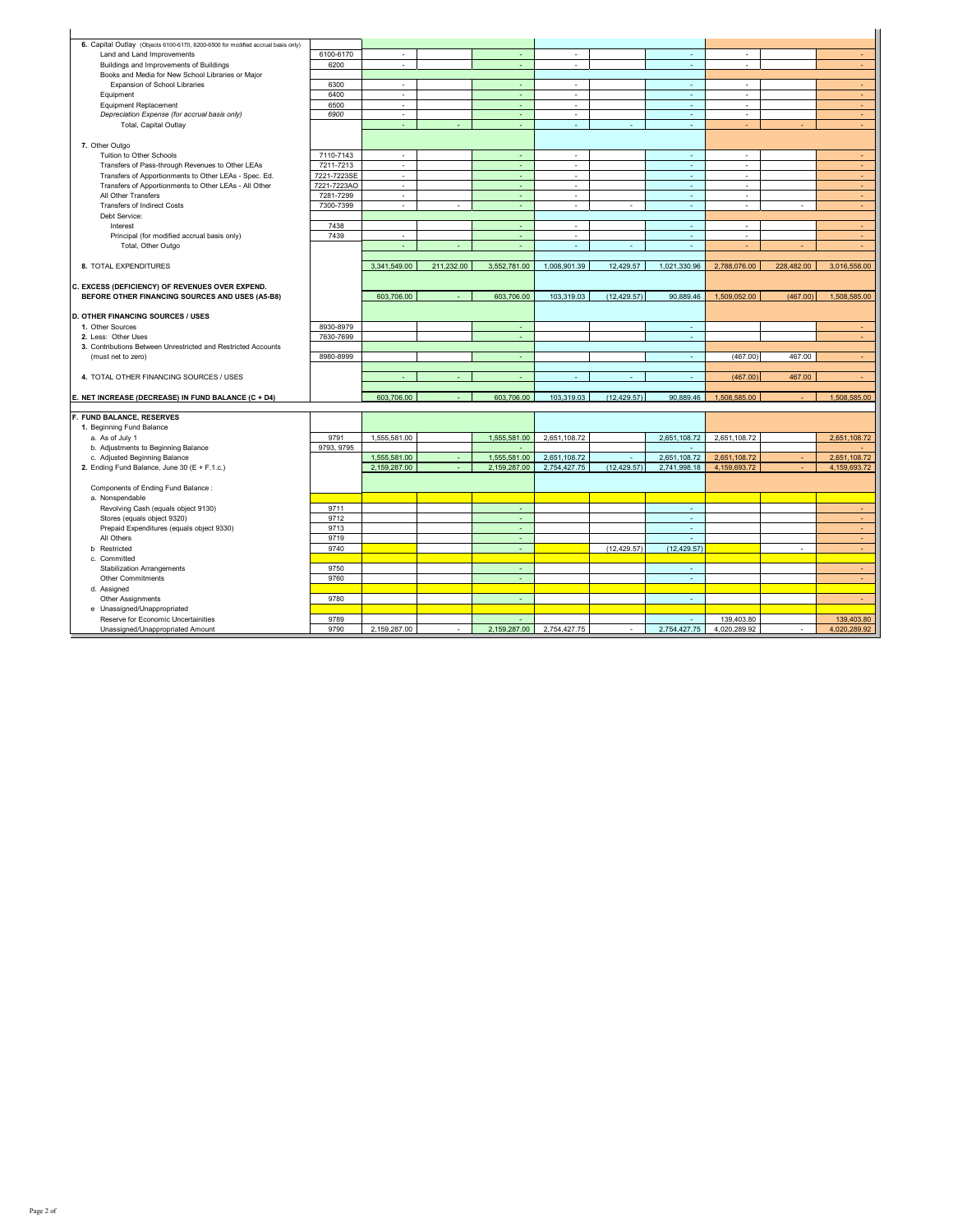| | | | | | | | | | | |
|---|---|---|---|---|---|---|---|---|---|---|
| **6.** Capital Outlay (Objects 6100-6170, 6200-6500 for modified accrual basis only) | | | | | | | | | | |
| Land and Land Improvements | 6100-6170 | - | | - | - | | - | - | | - |
| Buildings and Improvements of Buildings | 6200 | - | | - | - | | - | - | | - |
| Books and Media for New School Libraries or Major | | | | | | | | | | |
| Expansion of School Libraries | 6300 | - | | - | - | | - | - | | - |
| Equipment | 6400 | - | | - | - | | - | - | | - |
| Equipment Replacement | 6500 | - | | - | - | | - | - | | - |
| *Depreciation Expense (for accrual basis only)* | *6900* | - | | - | - | | - | - | | - |
| Total, Capital Outlay | | - | - | - | - | - | - | - | - | - |
| | | | | | | | | | | |
| **7.** Other Outgo | | | | | | | | | | |
| Tuition to Other Schools | 7110-7143 | - | | - | - | | - | - | | - |
| Transfers of Pass-through Revenues to Other LEAs | 7211-7213 | - | | - | - | | - | - | | - |
| Transfers of Apportionments to Other LEAs - Spec. Ed. | 7221-7223SE | - | | - | - | | - | - | | - |
| Transfers of Apportionments to Other LEAs - All Other | 7221-7223AO | - | | - | - | | - | - | | - |
| All Other Transfers | 7281-7299 | - | | - | - | | - | - | | - |
| Transfers of Indirect Costs | 7300-7399 | - | - | - | - | - | - | - | - | - |
| Debt Service: | | | | | | | | | | |
| Interest | 7438 | | | - | - | | - | - | | - |
| Principal (for modified accrual basis only) | 7439 | - | | - | - | | - | - | | - |
| Total, Other Outgo | | - | - | - | - | - | - | - | - | - |
| | | | | | | | | | | |
| **8.** TOTAL EXPENDITURES | | 3,341,549.00 | 211,232.00 | 3,552,781.00 | 1,008,901.39 | 12,429.57 | 1,021,330.96 | 2,788,076.00 | 228,482.00 | 3,016,558.00 |
| | | | | | | | | | | |
| **C. EXCESS (DEFICIENCY) OF REVENUES OVER EXPEND. BEFORE OTHER FINANCING SOURCES AND USES (A5-B8)** | | 603,706.00 | - | 603,706.00 | 103,319.03 | (12,429.57) | 90,889.46 | 1,509,052.00 | (467.00) | 1,508,585.00 |
| | | | | | | | | | | |
| **D. OTHER FINANCING SOURCES / USES** | | | | | | | | | | |
| **1.** Other Sources | 8930-8979 | | | - | | | - | | | - |
| **2.** Less: Other Uses | 7630-7699 | | | - | | | - | | | - |
| **3.** Contributions Between Unrestricted and Restricted Accounts | | | | | | | | | | |
| (must net to zero) | 8980-8999 | | | - | | | - | (467.00) | 467.00 | - |
| | | | | | | | | | | |
| **4.** TOTAL OTHER FINANCING SOURCES / USES | | - | - | - | - | - | - | (467.00) | 467.00 | - |
| | | | | | | | | | | |
| **E. NET INCREASE (DECREASE) IN FUND BALANCE (C + D4)** | | 603,706.00 | - | 603,706.00 | 103,319.03 | (12,429.57) | 90,889.46 | 1,508,585.00 | - | 1,508,585.00 |
| | | | | | | | | | | |
| **F. FUND BALANCE, RESERVES** | | | | | | | | | | |
| **1.** Beginning Fund Balance | | | | | | | | | | |
| a. As of July 1 | 9791 | 1,555,581.00 | | 1,555,581.00 | 2,651,108.72 | | 2,651,108.72 | 2,651,108.72 | | 2,651,108.72 |
| b. Adjustments to Beginning Balance | 9793, 9795 | | | - | | | - | | | - |
| c. Adjusted Beginning Balance | | 1,555,581.00 | - | 1,555,581.00 | 2,651,108.72 | - | 2,651,108.72 | 2,651,108.72 | - | 2,651,108.72 |
| **2.** Ending Fund Balance, June 30 (E + F.1.c.) | | 2,159,287.00 | - | 2,159,287.00 | 2,754,427.75 | (12,429.57) | 2,741,998.18 | 4,159,693.72 | - | 4,159,693.72 |
| | | | | | | | | | | |
| Components of Ending Fund Balance : | | | | | | | | | | |
| a. Nonspendable | | | | | | | | | | |
| Revolving Cash (equals object 9130) | 9711 | | | - | | | - | | | - |
| Stores (equals object 9320) | 9712 | | | - | | | - | | | - |
| Prepaid Expenditures (equals object 9330) | 9713 | | | - | | | - | | | - |
| All Others | 9719 | | | - | | | - | | | - |
| b Restricted | 9740 | | | - | | (12,429.57) | (12,429.57) | | - | - |
| c. Committed | | | | | | | | | | |
| Stabilization Arrangements | 9750 | | | - | | | - | | | - |
| Other Commitments | 9760 | | | - | | | - | | | - |
| d. Assigned | | | | | | | | | | |
| Other Assignments | 9780 | | | - | | | - | | | - |
| e Unassigned/Unappropriated | | | | | | | | | | |
| Reserve for Economic Uncertainities | 9789 | | | - | | | - | 139,403.80 | | 139,403.80 |
| Unassigned/Unappropriated Amount | 9790 | 2,159,287.00 | - | 2,159,287.00 | 2,754,427.75 | - | 2,754,427.75 | 4,020,289.92 | - | 4,020,289.92 |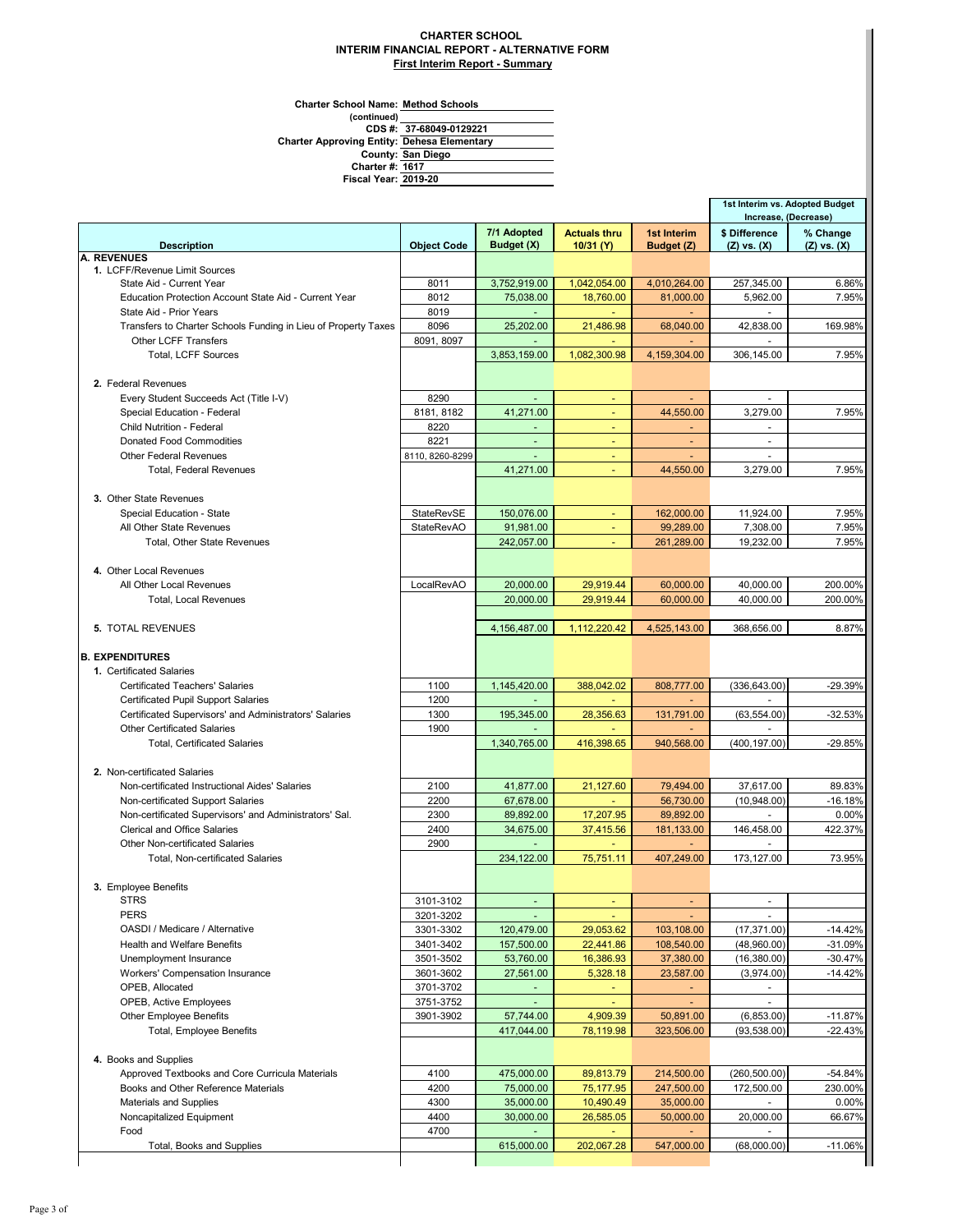**CHARTER SCHOOL**
**INTERIM FINANCIAL REPORT - ALTERNATIVE FORM**
**First Interim Report - Summary**

**Charter School Name:** Method Schools
**(continued)**
**CDS #:** 37-68049-0129221
**Charter Approving Entity:** Dehesa Elementary
**County:** San Diego
**Charter #:** 1617
**Fiscal Year:** 2019-20

| Description | Object Code | 7/1 Adopted Budget (X) | Actuals thru 10/31 (Y) | 1st Interim Budget (Z) | 1st Interim vs. Adopted Budget Increase, (Decrease) $ Difference (Z) vs. (X) | % Change (Z) vs. (X) |
|---|---|---|---|---|---|---|
| **A. REVENUES** | | | | | | |
| **1.** LCFF/Revenue Limit Sources | | | | | | |
| State Aid - Current Year | 8011 | 3,752,919.00 | 1,042,054.00 | 4,010,264.00 | 257,345.00 | 6.86% |
| Education Protection Account State Aid - Current Year | 8012 | 75,038.00 | 18,760.00 | 81,000.00 | 5,962.00 | 7.95% |
| State Aid - Prior Years | 8019 | - | - | - | - | |
| Transfers to Charter Schools Funding in Lieu of Property Taxes | 8096 | 25,202.00 | 21,486.98 | 68,040.00 | 42,838.00 | 169.98% |
| Other LCFF Transfers | 8091, 8097 | - | - | - | - | |
| Total, LCFF Sources | | 3,853,159.00 | 1,082,300.98 | 4,159,304.00 | 306,145.00 | 7.95% |
| **2.** Federal Revenues | | | | | | |
| Every Student Succeeds Act (Title I-V) | 8290 | - | - | - | - | |
| Special Education - Federal | 8181, 8182 | 41,271.00 | - | 44,550.00 | 3,279.00 | 7.95% |
| Child Nutrition - Federal | 8220 | - | - | - | - | |
| Donated Food Commodities | 8221 | - | - | - | - | |
| Other Federal Revenues | 8110, 8260-8299 | - | - | - | - | |
| Total, Federal Revenues | | 41,271.00 | - | 44,550.00 | 3,279.00 | 7.95% |
| **3.** Other State Revenues | | | | | | |
| Special Education - State | StateRevSE | 150,076.00 | - | 162,000.00 | 11,924.00 | 7.95% |
| All Other State Revenues | StateRevAO | 91,981.00 | - | 99,289.00 | 7,308.00 | 7.95% |
| Total, Other State Revenues | | 242,057.00 | - | 261,289.00 | 19,232.00 | 7.95% |
| **4.** Other Local Revenues | | | | | | |
| All Other Local Revenues | LocalRevAO | 20,000.00 | 29,919.44 | 60,000.00 | 40,000.00 | 200.00% |
| Total, Local Revenues | | 20,000.00 | 29,919.44 | 60,000.00 | 40,000.00 | 200.00% |
| **5.** TOTAL REVENUES | | 4,156,487.00 | 1,112,220.42 | 4,525,143.00 | 368,656.00 | 8.87% |
| **B. EXPENDITURES** | | | | | | |
| **1.** Certificated Salaries | | | | | | |
| Certificated Teachers' Salaries | 1100 | 1,145,420.00 | 388,042.02 | 808,777.00 | (336,643.00) | -29.39% |
| Certificated Pupil Support Salaries | 1200 | - | - | - | - | |
| Certificated Supervisors' and Administrators' Salaries | 1300 | 195,345.00 | 28,356.63 | 131,791.00 | (63,554.00) | -32.53% |
| Other Certificated Salaries | 1900 | - | - | - | - | |
| Total, Certificated Salaries | | 1,340,765.00 | 416,398.65 | 940,568.00 | (400,197.00) | -29.85% |
| **2.** Non-certificated Salaries | | | | | | |
| Non-certificated Instructional Aides' Salaries | 2100 | 41,877.00 | 21,127.60 | 79,494.00 | 37,617.00 | 89.83% |
| Non-certificated Support Salaries | 2200 | 67,678.00 | - | 56,730.00 | (10,948.00) | -16.18% |
| Non-certificated Supervisors' and Administrators' Sal. | 2300 | 89,892.00 | 17,207.95 | 89,892.00 | - | 0.00% |
| Clerical and Office Salaries | 2400 | 34,675.00 | 37,415.56 | 181,133.00 | 146,458.00 | 422.37% |
| Other Non-certificated Salaries | 2900 | - | - | - | - | |
| Total, Non-certificated Salaries | | 234,122.00 | 75,751.11 | 407,249.00 | 173,127.00 | 73.95% |
| **3.** Employee Benefits | | | | | | |
| STRS | 3101-3102 | - | - | - | - | |
| PERS | 3201-3202 | - | - | - | - | |
| OASDI / Medicare / Alternative | 3301-3302 | 120,479.00 | 29,053.62 | 103,108.00 | (17,371.00) | -14.42% |
| Health and Welfare Benefits | 3401-3402 | 157,500.00 | 22,441.86 | 108,540.00 | (48,960.00) | -31.09% |
| Unemployment Insurance | 3501-3502 | 53,760.00 | 16,386.93 | 37,380.00 | (16,380.00) | -30.47% |
| Workers' Compensation Insurance | 3601-3602 | 27,561.00 | 5,328.18 | 23,587.00 | (3,974.00) | -14.42% |
| OPEB, Allocated | 3701-3702 | - | - | - | - | |
| OPEB, Active Employees | 3751-3752 | - | - | - | - | |
| Other Employee Benefits | 3901-3902 | 57,744.00 | 4,909.39 | 50,891.00 | (6,853.00) | -11.87% |
| Total, Employee Benefits | | 417,044.00 | 78,119.98 | 323,506.00 | (93,538.00) | -22.43% |
| **4.** Books and Supplies | | | | | | |
| Approved Textbooks and Core Curricula Materials | 4100 | 475,000.00 | 89,813.79 | 214,500.00 | (260,500.00) | -54.84% |
| Books and Other Reference Materials | 4200 | 75,000.00 | 75,177.95 | 247,500.00 | 172,500.00 | 230.00% |
| Materials and Supplies | 4300 | 35,000.00 | 10,490.49 | 35,000.00 | - | 0.00% |
| Noncapitalized Equipment | 4400 | 30,000.00 | 26,585.05 | 50,000.00 | 20,000.00 | 66.67% |
| Food | 4700 | - | - | - | - | |
| Total, Books and Supplies | | 615,000.00 | 202,067.28 | 547,000.00 | (68,000.00) | -11.06% |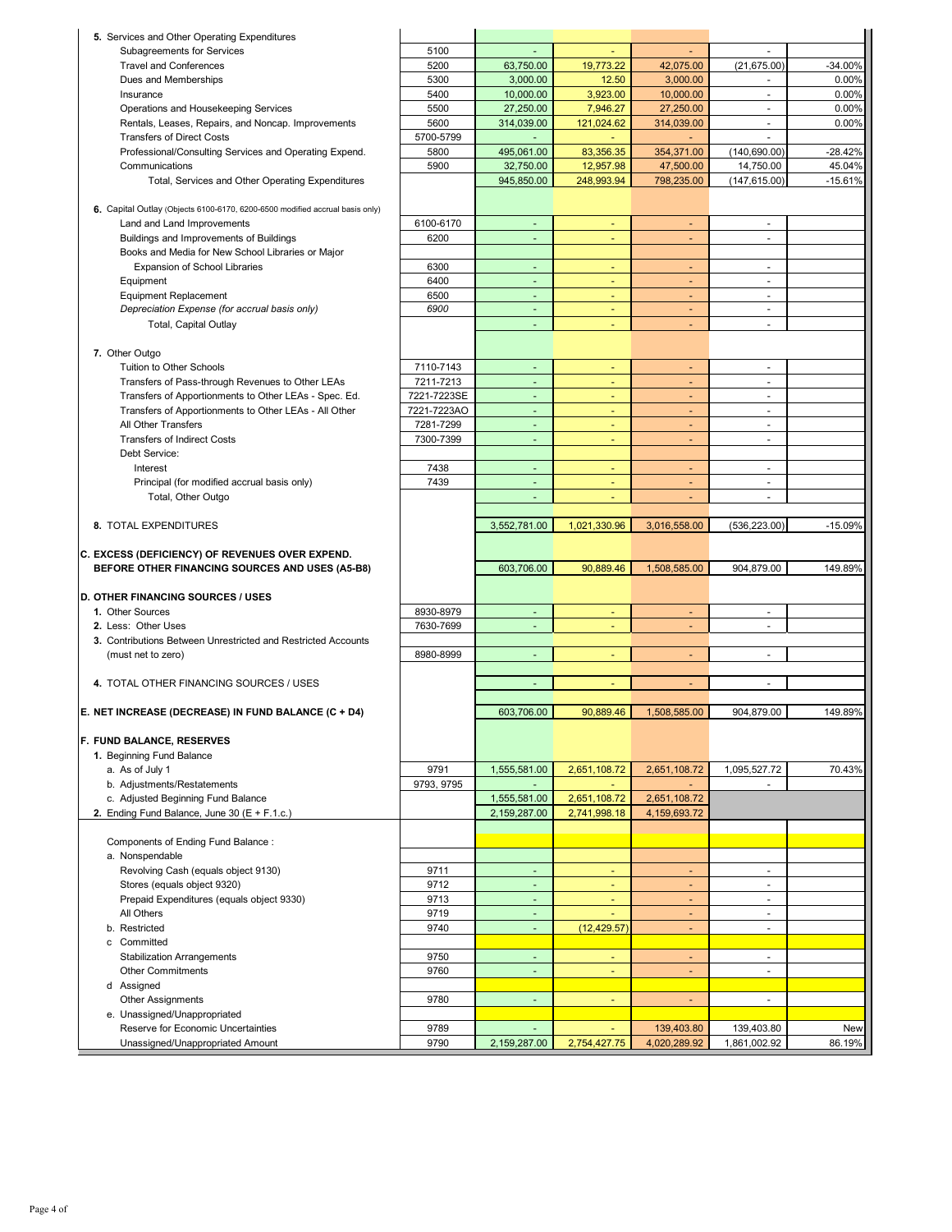| Description | Object Code | | | | | |
|---|---|---|---|---|---|---|
| **5.** Services and Other Operating Expenditures | | | | | | |
| Subagreements for Services | 5100 | - | - | - | - | |
| Travel and Conferences | 5200 | 63,750.00 | 19,773.22 | 42,075.00 | (21,675.00) | -34.00% |
| Dues and Memberships | 5300 | 3,000.00 | 12.50 | 3,000.00 | - | 0.00% |
| Insurance | 5400 | 10,000.00 | 3,923.00 | 10,000.00 | - | 0.00% |
| Operations and Housekeeping Services | 5500 | 27,250.00 | 7,946.27 | 27,250.00 | - | 0.00% |
| Rentals, Leases, Repairs, and Noncap. Improvements | 5600 | 314,039.00 | 121,024.62 | 314,039.00 | - | 0.00% |
| Transfers of Direct Costs | 5700-5799 | - | - | - | - | |
| Professional/Consulting Services and Operating Expend. | 5800 | 495,061.00 | 83,356.35 | 354,371.00 | (140,690.00) | -28.42% |
| Communications | 5900 | 32,750.00 | 12,957.98 | 47,500.00 | 14,750.00 | 45.04% |
| Total, Services and Other Operating Expenditures | | 945,850.00 | 248,993.94 | 798,235.00 | (147,615.00) | -15.61% |
| **6.** Capital Outlay (Objects 6100-6170, 6200-6500 modified accrual basis only) | | | | | | |
| Land and Land Improvements | 6100-6170 | - | - | - | - | |
| Buildings and Improvements of Buildings | 6200 | - | - | - | - | |
| Books and Media for New School Libraries or Major Expansion of School Libraries | 6300 | - | - | - | - | |
| Equipment | 6400 | - | - | - | - | |
| Equipment Replacement | 6500 | - | - | - | - | |
| *Depreciation Expense (for accrual basis only)* | *6900* | - | - | - | - | |
| Total, Capital Outlay | | - | - | - | - | |
| **7.** Other Outgo | | | | | | |
| Tuition to Other Schools | 7110-7143 | - | - | - | - | |
| Transfers of Pass-through Revenues to Other LEAs | 7211-7213 | - | - | - | - | |
| Transfers of Apportionments to Other LEAs - Spec. Ed. | 7221-7223SE | - | - | - | - | |
| Transfers of Apportionments to Other LEAs - All Other | 7221-7223AO | - | - | - | - | |
| All Other Transfers | 7281-7299 | - | - | - | - | |
| Transfers of Indirect Costs | 7300-7399 | - | - | - | - | |
| Debt Service: | | | | | | |
| Interest | 7438 | - | - | - | - | |
| Principal (for modified accrual basis only) | 7439 | - | - | - | - | |
| Total, Other Outgo | | - | - | - | - | |
| **8.** TOTAL EXPENDITURES | | 3,552,781.00 | 1,021,330.96 | 3,016,558.00 | (536,223.00) | -15.09% |
| **C. EXCESS (DEFICIENCY) OF REVENUES OVER EXPEND. BEFORE OTHER FINANCING SOURCES AND USES (A5-B8)** | | 603,706.00 | 90,889.46 | 1,508,585.00 | 904,879.00 | 149.89% |
| **D. OTHER FINANCING SOURCES / USES** | | | | | | |
| **1.** Other Sources | 8930-8979 | - | - | - | - | |
| **2.** Less: Other Uses | 7630-7699 | - | - | - | - | |
| **3.** Contributions Between Unrestricted and Restricted Accounts (must net to zero) | 8980-8999 | - | - | - | - | |
| **4.** TOTAL OTHER FINANCING SOURCES / USES | | - | - | - | - | |
| **E. NET INCREASE (DECREASE) IN FUND BALANCE (C + D4)** | | 603,706.00 | 90,889.46 | 1,508,585.00 | 904,879.00 | 149.89% |
| **F. FUND BALANCE, RESERVES** | | | | | | |
| **1.** Beginning Fund Balance | | | | | | |
| a. As of July 1 | 9791 | 1,555,581.00 | 2,651,108.72 | 2,651,108.72 | 1,095,527.72 | 70.43% |
| b. Adjustments/Restatements | 9793, 9795 | - | - | - | - | |
| c. Adjusted Beginning Fund Balance | | 1,555,581.00 | 2,651,108.72 | 2,651,108.72 | | |
| **2.** Ending Fund Balance, June 30 (E + F.1.c.) | | 2,159,287.00 | 2,741,998.18 | 4,159,693.72 | | |
| Components of Ending Fund Balance : | | | | | | |
| a. Nonspendable | | | | | | |
| Revolving Cash (equals object 9130) | 9711 | - | - | - | - | |
| Stores (equals object 9320) | 9712 | - | - | - | - | |
| Prepaid Expenditures (equals object 9330) | 9713 | - | - | - | - | |
| All Others | 9719 | - | - | - | - | |
| b. Restricted | 9740 | - | (12,429.57) | - | - | |
| c Committed | | | | | | |
| Stabilization Arrangements | 9750 | - | - | - | - | |
| Other Commitments | 9760 | - | - | - | - | |
| d Assigned | | | | | | |
| Other Assignments | 9780 | - | - | - | - | |
| e. Unassigned/Unappropriated | | | | | | |
| Reserve for Economic Uncertainties | 9789 | - | - | 139,403.80 | 139,403.80 | New |
| Unassigned/Unappropriated Amount | 9790 | 2,159,287.00 | 2,754,427.75 | 4,020,289.92 | 1,861,002.92 | 86.19% |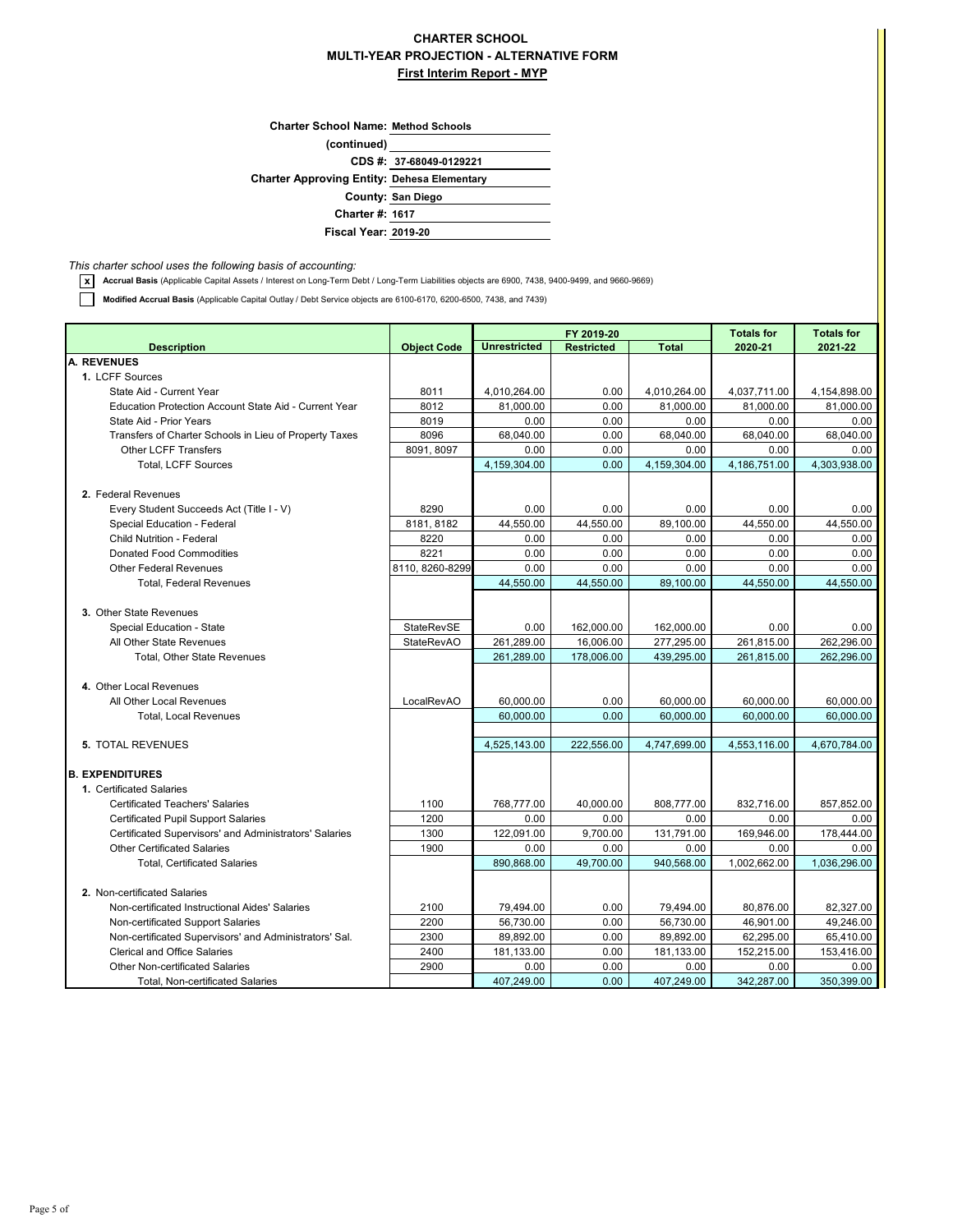# CHARTER SCHOOL
# MULTI-YEAR PROJECTION - ALTERNATIVE FORM
## First Interim Report - MYP

**Charter School Name:** Method Schools
**(continued)**
**CDS #:** 37-68049-0129221
**Charter Approving Entity:** Dehesa Elementary
**County:** San Diego
**Charter #:** 1617
**Fiscal Year:** 2019-20

*This charter school uses the following basis of accounting:*

- [x] **Accrual Basis** (Applicable Capital Assets / Interest on Long-Term Debt / Long-Term Liabilities objects are 6900, 7438, 9400-9499, and 9660-9669)
- [ ] **Modified Accrual Basis** (Applicable Capital Outlay / Debt Service objects are 6100-6170, 6200-6500, 7438, and 7439)

| Description | Object Code | FY 2019-20 Unrestricted | FY 2019-20 Restricted | FY 2019-20 Total | Totals for 2020-21 | Totals for 2021-22 |
|---|---|---|---|---|---|---|
| **A. REVENUES** | | | | | | |
| **1.** LCFF Sources | | | | | | |
| State Aid - Current Year | 8011 | 4,010,264.00 | 0.00 | 4,010,264.00 | 4,037,711.00 | 4,154,898.00 |
| Education Protection Account State Aid - Current Year | 8012 | 81,000.00 | 0.00 | 81,000.00 | 81,000.00 | 81,000.00 |
| State Aid - Prior Years | 8019 | 0.00 | 0.00 | 0.00 | 0.00 | 0.00 |
| Transfers of Charter Schools in Lieu of Property Taxes | 8096 | 68,040.00 | 0.00 | 68,040.00 | 68,040.00 | 68,040.00 |
| Other LCFF Transfers | 8091, 8097 | 0.00 | 0.00 | 0.00 | 0.00 | 0.00 |
| Total, LCFF Sources | | 4,159,304.00 | 0.00 | 4,159,304.00 | 4,186,751.00 | 4,303,938.00 |
| **2.** Federal Revenues | | | | | | |
| Every Student Succeeds Act (Title I - V) | 8290 | 0.00 | 0.00 | 0.00 | 0.00 | 0.00 |
| Special Education - Federal | 8181, 8182 | 44,550.00 | 44,550.00 | 89,100.00 | 44,550.00 | 44,550.00 |
| Child Nutrition - Federal | 8220 | 0.00 | 0.00 | 0.00 | 0.00 | 0.00 |
| Donated Food Commodities | 8221 | 0.00 | 0.00 | 0.00 | 0.00 | 0.00 |
| Other Federal Revenues | 8110, 8260-8299 | 0.00 | 0.00 | 0.00 | 0.00 | 0.00 |
| Total, Federal Revenues | | 44,550.00 | 44,550.00 | 89,100.00 | 44,550.00 | 44,550.00 |
| **3.** Other State Revenues | | | | | | |
| Special Education - State | StateRevSE | 0.00 | 162,000.00 | 162,000.00 | 0.00 | 0.00 |
| All Other State Revenues | StateRevAO | 261,289.00 | 16,006.00 | 277,295.00 | 261,815.00 | 262,296.00 |
| Total, Other State Revenues | | 261,289.00 | 178,006.00 | 439,295.00 | 261,815.00 | 262,296.00 |
| **4.** Other Local Revenues | | | | | | |
| All Other Local Revenues | LocalRevAO | 60,000.00 | 0.00 | 60,000.00 | 60,000.00 | 60,000.00 |
| Total, Local Revenues | | 60,000.00 | 0.00 | 60,000.00 | 60,000.00 | 60,000.00 |
| **5.** TOTAL REVENUES | | 4,525,143.00 | 222,556.00 | 4,747,699.00 | 4,553,116.00 | 4,670,784.00 |
| **B. EXPENDITURES** | | | | | | |
| **1.** Certificated Salaries | | | | | | |
| Certificated Teachers' Salaries | 1100 | 768,777.00 | 40,000.00 | 808,777.00 | 832,716.00 | 857,852.00 |
| Certificated Pupil Support Salaries | 1200 | 0.00 | 0.00 | 0.00 | 0.00 | 0.00 |
| Certificated Supervisors' and Administrators' Salaries | 1300 | 122,091.00 | 9,700.00 | 131,791.00 | 169,946.00 | 178,444.00 |
| Other Certificated Salaries | 1900 | 0.00 | 0.00 | 0.00 | 0.00 | 0.00 |
| Total, Certificated Salaries | | 890,868.00 | 49,700.00 | 940,568.00 | 1,002,662.00 | 1,036,296.00 |
| **2.** Non-certificated Salaries | | | | | | |
| Non-certificated Instructional Aides' Salaries | 2100 | 79,494.00 | 0.00 | 79,494.00 | 80,876.00 | 82,327.00 |
| Non-certificated Support Salaries | 2200 | 56,730.00 | 0.00 | 56,730.00 | 46,901.00 | 49,246.00 |
| Non-certificated Supervisors' and Administrators' Sal. | 2300 | 89,892.00 | 0.00 | 89,892.00 | 62,295.00 | 65,410.00 |
| Clerical and Office Salaries | 2400 | 181,133.00 | 0.00 | 181,133.00 | 152,215.00 | 153,416.00 |
| Other Non-certificated Salaries | 2900 | 0.00 | 0.00 | 0.00 | 0.00 | 0.00 |
| Total, Non-certificated Salaries | | 407,249.00 | 0.00 | 407,249.00 | 342,287.00 | 350,399.00 |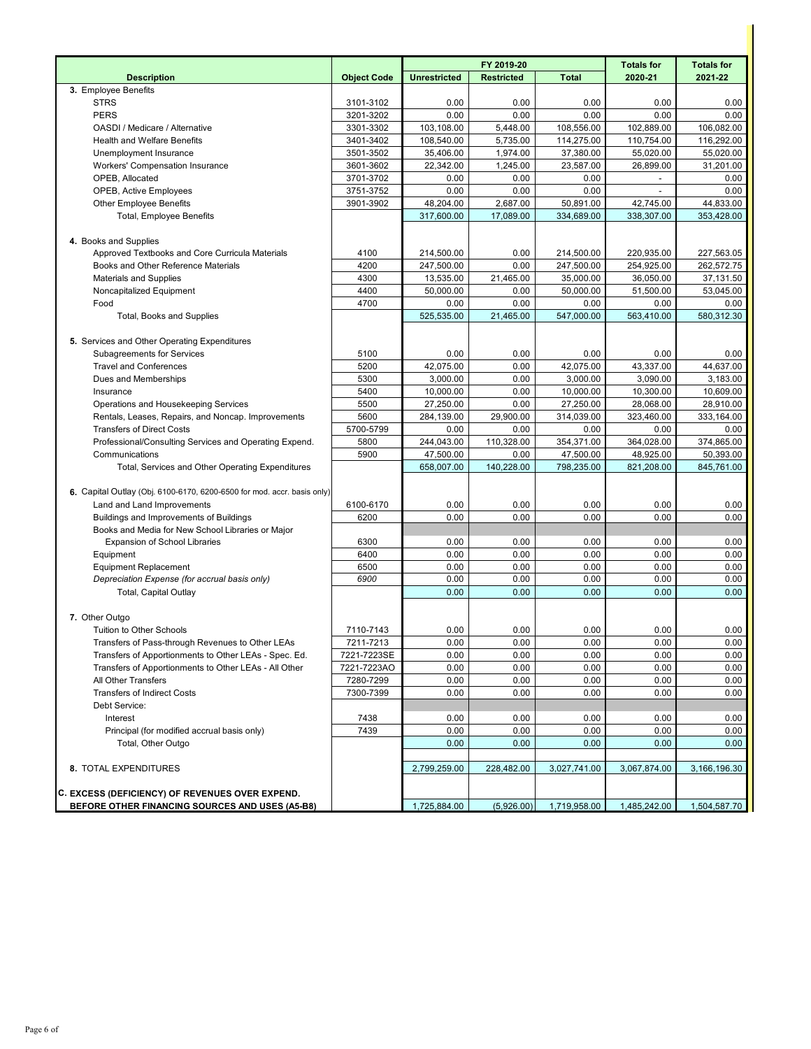| Description | Object Code | FY 2019-20 | | | Totals for | Totals for |
|---|---|---|---|---|---|---|
| | | Unrestricted | Restricted | Total | 2020-21 | 2021-22 |
| **3.** Employee Benefits | | | | | | |
| STRS | 3101-3102 | 0.00 | 0.00 | 0.00 | 0.00 | 0.00 |
| PERS | 3201-3202 | 0.00 | 0.00 | 0.00 | 0.00 | 0.00 |
| OASDI / Medicare / Alternative | 3301-3302 | 103,108.00 | 5,448.00 | 108,556.00 | 102,889.00 | 106,082.00 |
| Health and Welfare Benefits | 3401-3402 | 108,540.00 | 5,735.00 | 114,275.00 | 110,754.00 | 116,292.00 |
| Unemployment Insurance | 3501-3502 | 35,406.00 | 1,974.00 | 37,380.00 | 55,020.00 | 55,020.00 |
| Workers' Compensation Insurance | 3601-3602 | 22,342.00 | 1,245.00 | 23,587.00 | 26,899.00 | 31,201.00 |
| OPEB, Allocated | 3701-3702 | 0.00 | 0.00 | 0.00 | - | 0.00 |
| OPEB, Active Employees | 3751-3752 | 0.00 | 0.00 | 0.00 | - | 0.00 |
| Other Employee Benefits | 3901-3902 | 48,204.00 | 2,687.00 | 50,891.00 | 42,745.00 | 44,833.00 |
| Total, Employee Benefits | | 317,600.00 | 17,089.00 | 334,689.00 | 338,307.00 | 353,428.00 |
| **4.** Books and Supplies | | | | | | |
| Approved Textbooks and Core Curricula Materials | 4100 | 214,500.00 | 0.00 | 214,500.00 | 220,935.00 | 227,563.05 |
| Books and Other Reference Materials | 4200 | 247,500.00 | 0.00 | 247,500.00 | 254,925.00 | 262,572.75 |
| Materials and Supplies | 4300 | 13,535.00 | 21,465.00 | 35,000.00 | 36,050.00 | 37,131.50 |
| Noncapitalized Equipment | 4400 | 50,000.00 | 0.00 | 50,000.00 | 51,500.00 | 53,045.00 |
| Food | 4700 | 0.00 | 0.00 | 0.00 | 0.00 | 0.00 |
| Total, Books and Supplies | | 525,535.00 | 21,465.00 | 547,000.00 | 563,410.00 | 580,312.30 |
| **5.** Services and Other Operating Expenditures | | | | | | |
| Subagreements for Services | 5100 | 0.00 | 0.00 | 0.00 | 0.00 | 0.00 |
| Travel and Conferences | 5200 | 42,075.00 | 0.00 | 42,075.00 | 43,337.00 | 44,637.00 |
| Dues and Memberships | 5300 | 3,000.00 | 0.00 | 3,000.00 | 3,090.00 | 3,183.00 |
| Insurance | 5400 | 10,000.00 | 0.00 | 10,000.00 | 10,300.00 | 10,609.00 |
| Operations and Housekeeping Services | 5500 | 27,250.00 | 0.00 | 27,250.00 | 28,068.00 | 28,910.00 |
| Rentals, Leases, Repairs, and Noncap. Improvements | 5600 | 284,139.00 | 29,900.00 | 314,039.00 | 323,460.00 | 333,164.00 |
| Transfers of Direct Costs | 5700-5799 | 0.00 | 0.00 | 0.00 | 0.00 | 0.00 |
| Professional/Consulting Services and Operating Expend. | 5800 | 244,043.00 | 110,328.00 | 354,371.00 | 364,028.00 | 374,865.00 |
| Communications | 5900 | 47,500.00 | 0.00 | 47,500.00 | 48,925.00 | 50,393.00 |
| Total, Services and Other Operating Expenditures | | 658,007.00 | 140,228.00 | 798,235.00 | 821,208.00 | 845,761.00 |
| **6.** Capital Outlay (Obj. 6100-6170, 6200-6500 for mod. accr. basis only) | | | | | | |
| Land and Land Improvements | 6100-6170 | 0.00 | 0.00 | 0.00 | 0.00 | 0.00 |
| Buildings and Improvements of Buildings | 6200 | 0.00 | 0.00 | 0.00 | 0.00 | 0.00 |
| Books and Media for New School Libraries or Major Expansion of School Libraries | 6300 | 0.00 | 0.00 | 0.00 | 0.00 | 0.00 |
| Equipment | 6400 | 0.00 | 0.00 | 0.00 | 0.00 | 0.00 |
| Equipment Replacement | 6500 | 0.00 | 0.00 | 0.00 | 0.00 | 0.00 |
| *Depreciation Expense (for accrual basis only)* | *6900* | 0.00 | 0.00 | 0.00 | 0.00 | 0.00 |
| Total, Capital Outlay | | 0.00 | 0.00 | 0.00 | 0.00 | 0.00 |
| **7.** Other Outgo | | | | | | |
| Tuition to Other Schools | 7110-7143 | 0.00 | 0.00 | 0.00 | 0.00 | 0.00 |
| Transfers of Pass-through Revenues to Other LEAs | 7211-7213 | 0.00 | 0.00 | 0.00 | 0.00 | 0.00 |
| Transfers of Apportionments to Other LEAs - Spec. Ed. | 7221-7223SE | 0.00 | 0.00 | 0.00 | 0.00 | 0.00 |
| Transfers of Apportionments to Other LEAs - All Other | 7221-7223AO | 0.00 | 0.00 | 0.00 | 0.00 | 0.00 |
| All Other Transfers | 7280-7299 | 0.00 | 0.00 | 0.00 | 0.00 | 0.00 |
| Transfers of Indirect Costs | 7300-7399 | 0.00 | 0.00 | 0.00 | 0.00 | 0.00 |
| Debt Service: | | | | | | |
| Interest | 7438 | 0.00 | 0.00 | 0.00 | 0.00 | 0.00 |
| Principal (for modified accrual basis only) | 7439 | 0.00 | 0.00 | 0.00 | 0.00 | 0.00 |
| Total, Other Outgo | | 0.00 | 0.00 | 0.00 | 0.00 | 0.00 |
| **8.** TOTAL EXPENDITURES | | 2,799,259.00 | 228,482.00 | 3,027,741.00 | 3,067,874.00 | 3,166,196.30 |
| **C. EXCESS (DEFICIENCY) OF REVENUES OVER EXPEND. BEFORE OTHER FINANCING SOURCES AND USES (A5-B8)** | | 1,725,884.00 | (5,926.00) | 1,719,958.00 | 1,485,242.00 | 1,504,587.70 |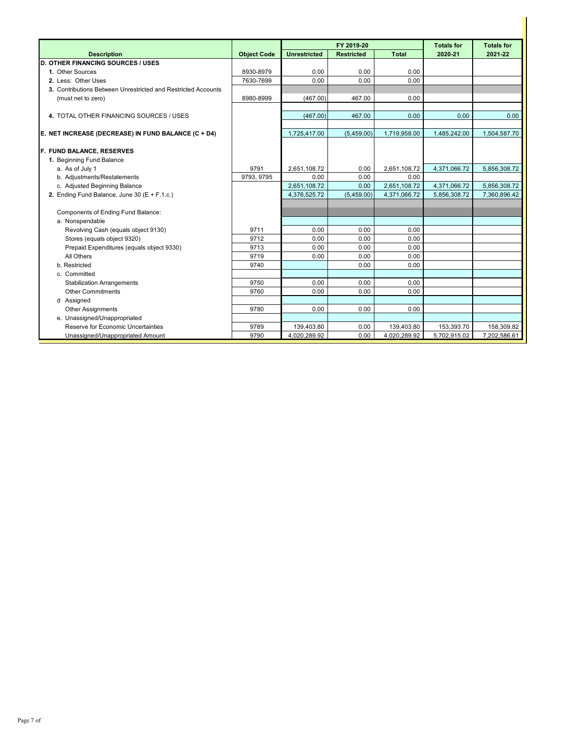| Description | Object Code | FY 2019-20 | | | Totals for | Totals for |
|---|---|---|---|---|---|---|
| | | Unrestricted | Restricted | Total | 2020-21 | 2021-22 |
| **D. OTHER FINANCING SOURCES / USES** | | | | | | |
| **1.** Other Sources | 8930-8979 | 0.00 | 0.00 | 0.00 | | |
| **2.** Less: Other Uses | 7630-7699 | 0.00 | 0.00 | 0.00 | | |
| **3.** Contributions Between Unrestricted and Restricted Accounts | | | | | | |
| (must net to zero) | 8980-8999 | (467.00) | 467.00 | 0.00 | | |
| **4.** TOTAL OTHER FINANCING SOURCES / USES | | (467.00) | 467.00 | 0.00 | 0.00 | 0.00 |
| **E. NET INCREASE (DECREASE) IN FUND BALANCE (C + D4)** | | 1,725,417.00 | (5,459.00) | 1,719,958.00 | 1,485,242.00 | 1,504,587.70 |
| **F. FUND BALANCE, RESERVES** | | | | | | |
| **1.** Beginning Fund Balance | | | | | | |
| a. As of July 1 | 9791 | 2,651,108.72 | 0.00 | 2,651,108.72 | 4,371,066.72 | 5,856,308.72 |
| b. Adjustments/Restatements | 9793, 9795 | 0.00 | 0.00 | 0.00 | | |
| c. Adjusted Beginning Balance | | 2,651,108.72 | 0.00 | 2,651,108.72 | 4,371,066.72 | 5,856,308.72 |
| **2.** Ending Fund Balance, June 30 (E + F.1.c.) | | 4,376,525.72 | (5,459.00) | 4,371,066.72 | 5,856,308.72 | 7,360,896.42 |
| Components of Ending Fund Balance: | | | | | | |
| a. Nonspendable | | | | | | |
| Revolving Cash (equals object 9130) | 9711 | 0.00 | 0.00 | 0.00 | | |
| Stores (equals object 9320) | 9712 | 0.00 | 0.00 | 0.00 | | |
| Prepaid Expenditures (equals object 9330) | 9713 | 0.00 | 0.00 | 0.00 | | |
| All Others | 9719 | 0.00 | 0.00 | 0.00 | | |
| b. Restricted | 9740 | | 0.00 | 0.00 | | |
| c. Committed | | | | | | |
| Stabilization Arrangements | 9750 | 0.00 | 0.00 | 0.00 | | |
| Other Commitments | 9760 | 0.00 | 0.00 | 0.00 | | |
| d Assigned | | | | | | |
| Other Assignments | 9780 | 0.00 | 0.00 | 0.00 | | |
| e. Unassigned/Unappropriated | | | | | | |
| Reserve for Economic Uncertainties | 9789 | 139,403.80 | 0.00 | 139,403.80 | 153,393.70 | 158,309.82 |
| Unassigned/Unappropriated Amount | 9790 | 4,020,289.92 | 0.00 | 4,020,289.92 | 5,702,915.02 | 7,202,586.61 |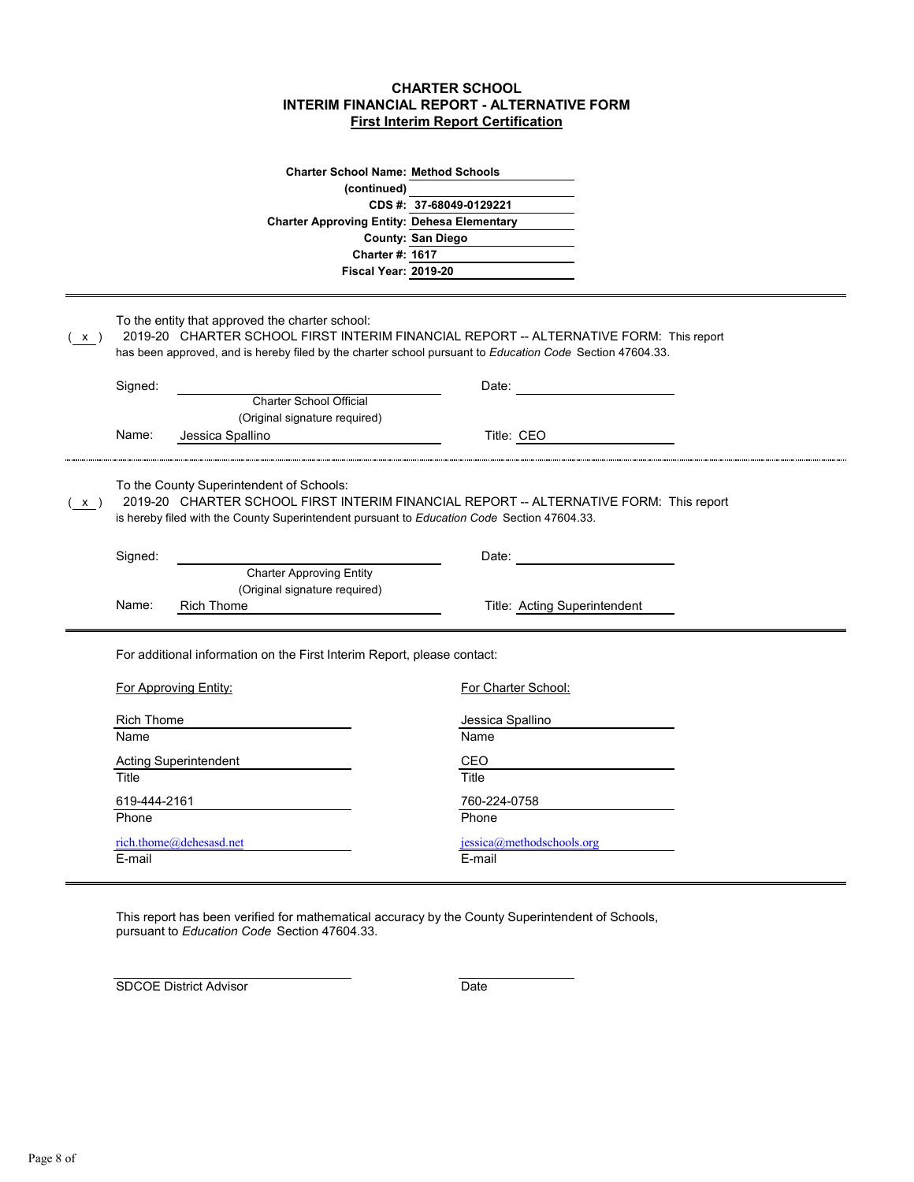# CHARTER SCHOOL
# INTERIM FINANCIAL REPORT - ALTERNATIVE FORM
## First Interim Report Certification

**Charter School Name:** Method Schools
**(continued)**
**CDS #:** 37-68049-0129221
**Charter Approving Entity:** Dehesa Elementary
**County:** San Diego
**Charter #:** 1617
**Fiscal Year:** 2019-20

---

To the entity that approved the charter school:

( x ) 2019-20 CHARTER SCHOOL FIRST INTERIM FINANCIAL REPORT -- ALTERNATIVE FORM: This report has been approved, and is hereby filed by the charter school pursuant to *Education Code* Section 47604.33.

Signed: ______________________ Date: ______________________
Charter School Official
(Original signature required)

Name: Jessica Spallino Title: CEO

---

To the County Superintendent of Schools:

( x ) 2019-20 CHARTER SCHOOL FIRST INTERIM FINANCIAL REPORT -- ALTERNATIVE FORM: This report is hereby filed with the County Superintendent pursuant to *Education Code* Section 47604.33.

Signed: ______________________ Date: ______________________
Charter Approving Entity
(Original signature required)

Name: Rich Thome Title: Acting Superintendent

---

For additional information on the First Interim Report, please contact:

| For Approving Entity: | For Charter School: |
|---|---|
| Rich Thome | Jessica Spallino |
| Name | Name |
| Acting Superintendent | CEO |
| Title | Title |
| 619-444-2161 | 760-224-0758 |
| Phone | Phone |
| rich.thome@dehesasd.net | jessica@methodschools.org |
| E-mail | E-mail |

---

This report has been verified for mathematical accuracy by the County Superintendent of Schools, pursuant to *Education Code* Section 47604.33.

SDCOE District Advisor ______________________ Date ______________________